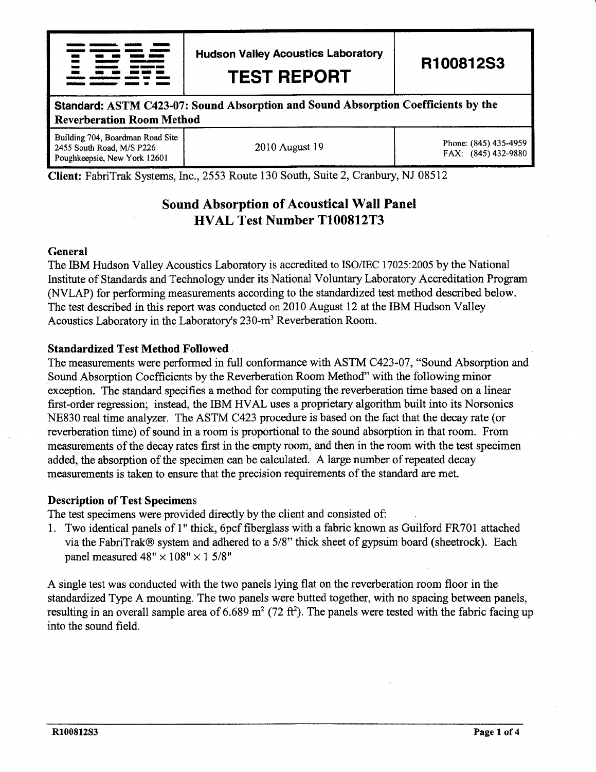| IBM | Hudson Valley Acoustics Laboratory<br>**TEST REPORT** | **R100812S3** |
|---|---|---|
| **Standard: ASTM C423-07: Sound Absorption and Sound Absorption Coefficients by the Reverberation Room Method** | | |
| Building 704, Boardman Road Site<br>2455 South Road, M/S P226<br>Poughkeepsie, New York 12601 | 2010 August 19 | Phone: (845) 435-4959<br>FAX: (845) 432-9880 |

**Client:** FabriTrak Systems, Inc., 2553 Route 130 South, Suite 2, Cranbury, NJ 08512

# Sound Absorption of Acoustical Wall Panel
# HVAL Test Number T100812T3

## General

The IBM Hudson Valley Acoustics Laboratory is accredited to ISO/IEC 17025:2005 by the National Institute of Standards and Technology under its National Voluntary Laboratory Accreditation Program (NVLAP) for performing measurements according to the standardized test method described below. The test described in this report was conducted on 2010 August 12 at the IBM Hudson Valley Acoustics Laboratory in the Laboratory's 230-$m^3$ Reverberation Room.

## Standardized Test Method Followed

The measurements were performed in full conformance with ASTM C423-07, "Sound Absorption and Sound Absorption Coefficients by the Reverberation Room Method" with the following minor exception. The standard specifies a method for computing the reverberation time based on a linear first-order regression; instead, the IBM HVAL uses a proprietary algorithm built into its Norsonics NE830 real time analyzer. The ASTM C423 procedure is based on the fact that the decay rate (or reverberation time) of sound in a room is proportional to the sound absorption in that room. From measurements of the decay rates first in the empty room, and then in the room with the test specimen added, the absorption of the specimen can be calculated. A large number of repeated decay measurements is taken to ensure that the precision requirements of the standard are met.

## Description of Test Specimens

The test specimens were provided directly by the client and consisted of:

1. Two identical panels of 1" thick, 6pcf fiberglass with a fabric known as Guilford FR701 attached via the FabriTrak® system and adhered to a 5/8" thick sheet of gypsum board (sheetrock). Each panel measured 48" × 108" × 1 5/8"

A single test was conducted with the two panels lying flat on the reverberation room floor in the standardized Type A mounting. The two panels were butted together, with no spacing between panels, resulting in an overall sample area of 6.689 $m^2$ (72 $ft^2$). The panels were tested with the fabric facing up into the sound field.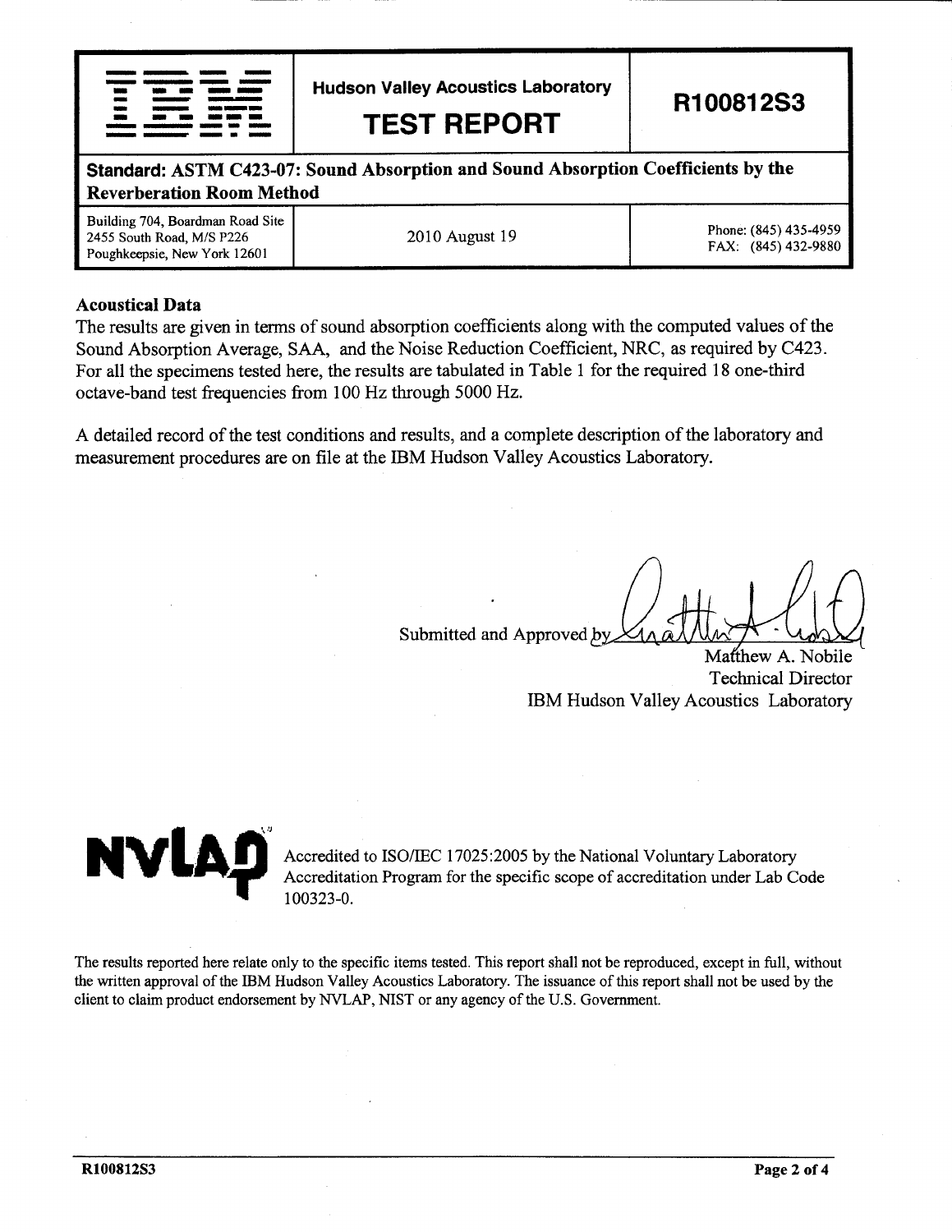| IBM | Hudson Valley Acoustics Laboratory **TEST REPORT** | **R100812S3** |
| --- | --- | --- |
| **Standard: ASTM C423-07: Sound Absorption and Sound Absorption Coefficients by the Reverberation Room Method** | | |
| Building 704, Boardman Road Site 2455 South Road, M/S P226 Poughkeepsie, New York 12601 | 2010 August 19 | Phone: (845) 435-4959 FAX: (845) 432-9880 |

**Acoustical Data**

The results are given in terms of sound absorption coefficients along with the computed values of the Sound Absorption Average, SAA, and the Noise Reduction Coefficient, NRC, as required by C423. For all the specimens tested here, the results are tabulated in Table 1 for the required 18 one-third octave-band test frequencies from 100 Hz through 5000 Hz.

A detailed record of the test conditions and results, and a complete description of the laboratory and measurement procedures are on file at the IBM Hudson Valley Acoustics Laboratory.

Submitted and Approved by

Matthew A. Nobile
Technical Director
IBM Hudson Valley Acoustics Laboratory

NVLAP

Accredited to ISO/IEC 17025:2005 by the National Voluntary Laboratory Accreditation Program for the specific scope of accreditation under Lab Code 100323-0.

The results reported here relate only to the specific items tested. This report shall not be reproduced, except in full, without the written approval of the IBM Hudson Valley Acoustics Laboratory. The issuance of this report shall not be used by the client to claim product endorsement by NVLAP, NIST or any agency of the U.S. Government.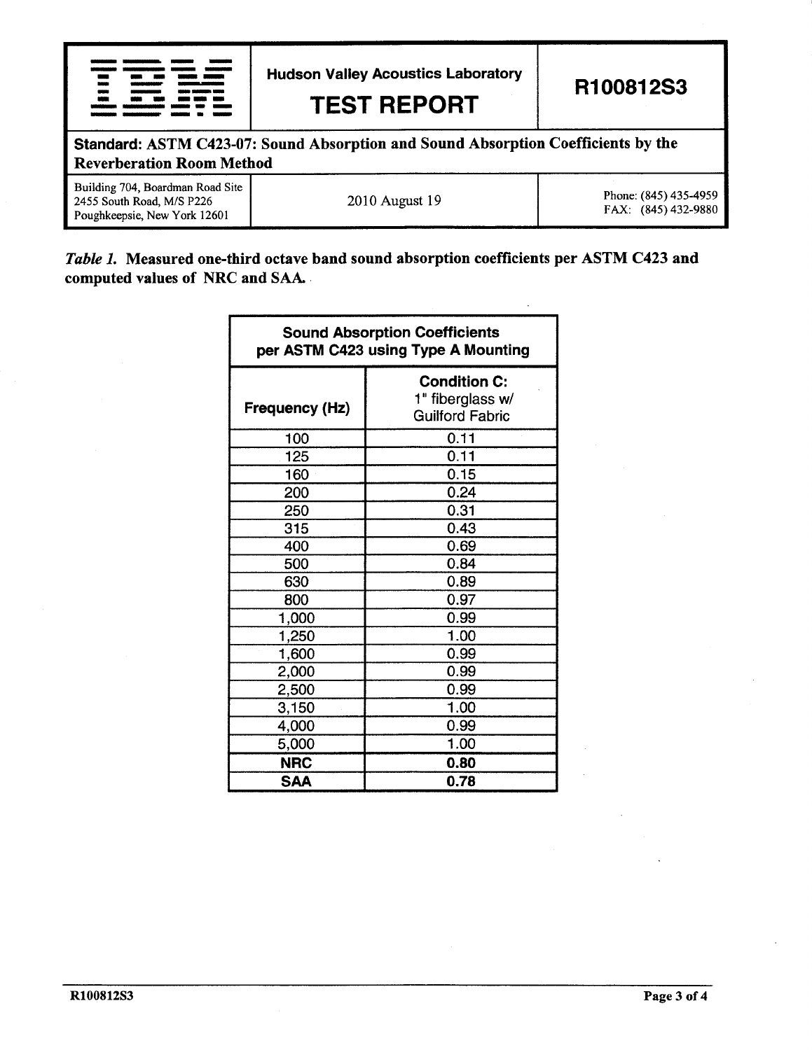| IBM | Hudson Valley Acoustics Laboratory **TEST REPORT** | **R100812S3** |
|---|---|---|
| **Standard: ASTM C423-07: Sound Absorption and Sound Absorption Coefficients by the Reverberation Room Method** | | |
| Building 704, Boardman Road Site 2455 South Road, M/S P226 Poughkeepsie, New York 12601 | 2010 August 19 | Phone: (845) 435-4959 FAX: (845) 432-9880 |

***Table 1.*** **Measured one-third octave band sound absorption coefficients per ASTM C423 and computed values of NRC and SAA.**

| **Sound Absorption Coefficients per ASTM C423 using Type A Mounting** | |
|---|---|
| **Frequency (Hz)** | **Condition C:** 1" fiberglass w/ Guilford Fabric |
| 100 | 0.11 |
| 125 | 0.11 |
| 160 | 0.15 |
| 200 | 0.24 |
| 250 | 0.31 |
| 315 | 0.43 |
| 400 | 0.69 |
| 500 | 0.84 |
| 630 | 0.89 |
| 800 | 0.97 |
| 1,000 | 0.99 |
| 1,250 | 1.00 |
| 1,600 | 0.99 |
| 2,000 | 0.99 |
| 2,500 | 0.99 |
| 3,150 | 1.00 |
| 4,000 | 0.99 |
| 5,000 | 1.00 |
| **NRC** | **0.80** |
| **SAA** | **0.78** |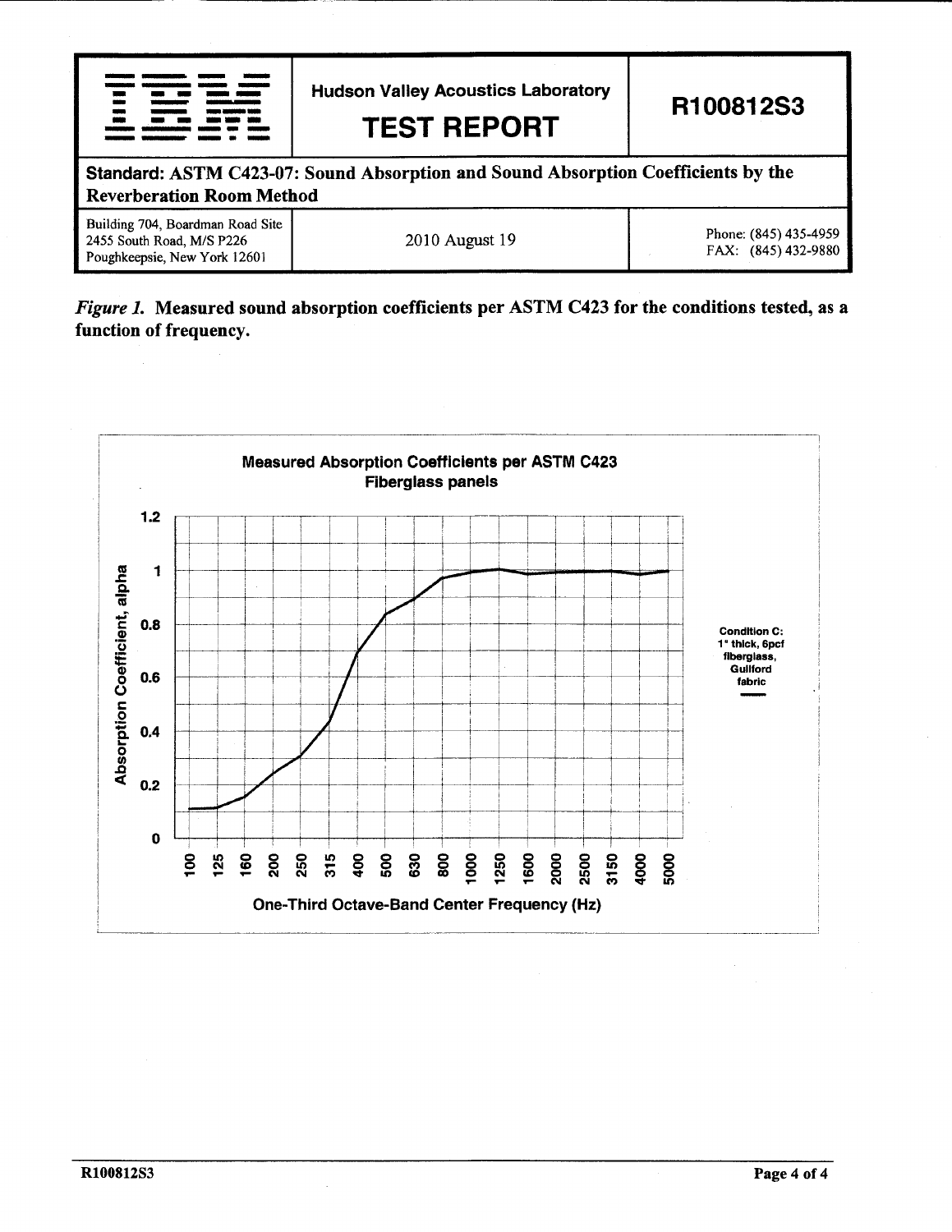| | | |
|---|---|---|
| IBM | Hudson Valley Acoustics Laboratory **TEST REPORT** | **R100812S3** |
| **Standard: ASTM C423-07: Sound Absorption and Sound Absorption Coefficients by the Reverberation Room Method** | | |
| Building 704, Boardman Road Site 2455 South Road, M/S P226 Poughkeepsie, New York 12601 | 2010 August 19 | Phone: (845) 435-4959 FAX: (845) 432-9880 |

***Figure 1.* Measured sound absorption coefficients per ASTM C423 for the conditions tested, as a function of frequency.**

Measured Absorption Coefficients per ASTM C423
Fiberglass panels

Absorption Coefficient, alpha

1.2
1
0.8
0.6
0.4
0.2
0

100 125 160 200 250 315 400 500 630 800 1000 1250 1600 2000 2500 3150 4000 5000

One-Third Octave-Band Center Frequency (Hz)

Condition C:
1" thick, 6pcf fiberglass, Guilford fabric